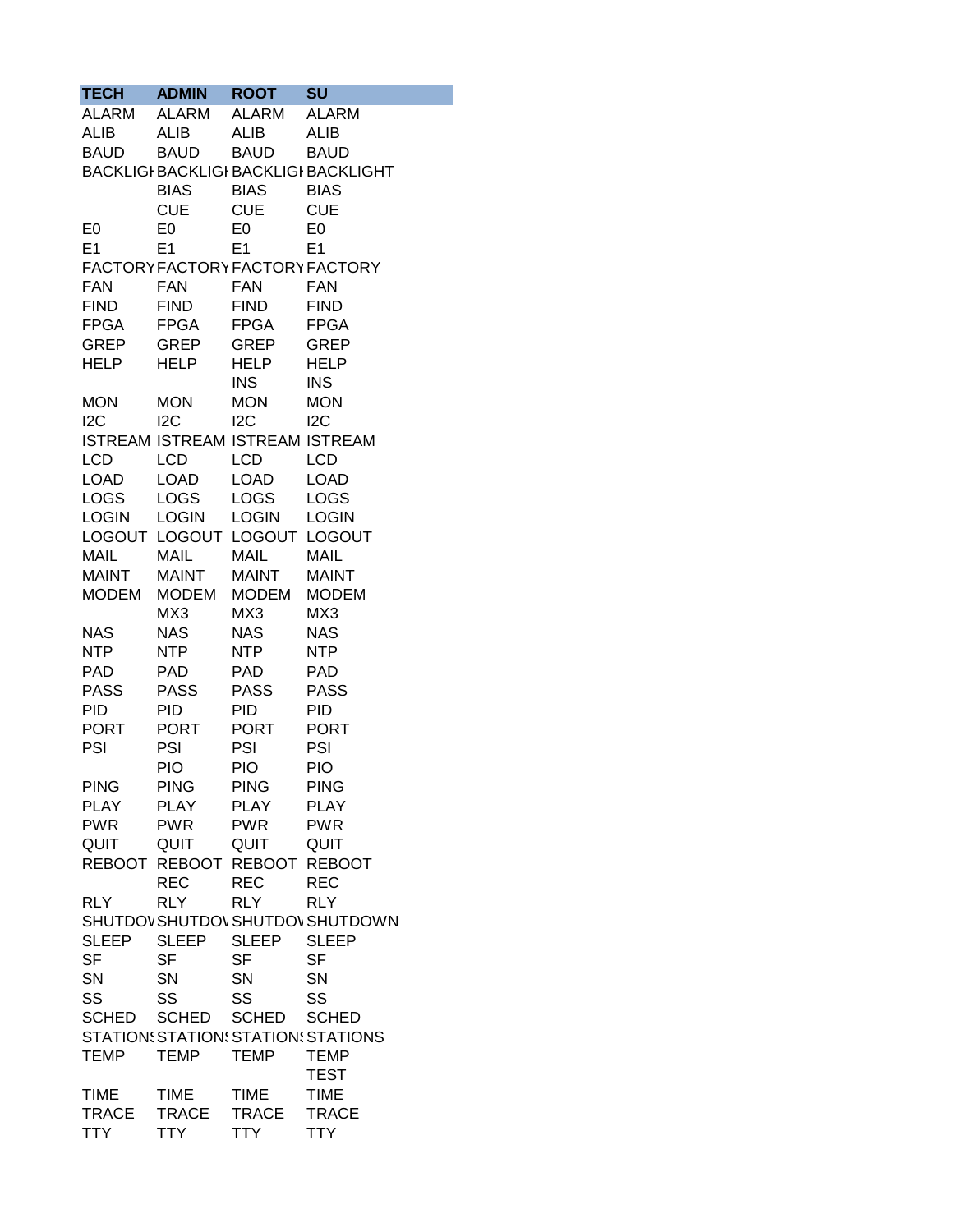| TECH | ADMIN | ROOT | SU |
|---|---|---|---|
| ALARM | ALARM | ALARM | ALARM |
| ALIB | ALIB | ALIB | ALIB |
| BAUD | BAUD | BAUD | BAUD |
| BACKLIGHT | BACKLIGHT | BACKLIGHT | BACKLIGHT |
| | BIAS | BIAS | BIAS |
| | CUE | CUE | CUE |
| E0 | E0 | E0 | E0 |
| E1 | E1 | E1 | E1 |
| FACTORY | FACTORY | FACTORY | FACTORY |
| FAN | FAN | FAN | FAN |
| FIND | FIND | FIND | FIND |
| FPGA | FPGA | FPGA | FPGA |
| GREP | GREP | GREP | GREP |
| HELP | HELP | HELP | HELP |
| | | INS | INS |
| MON | MON | MON | MON |
| I2C | I2C | I2C | I2C |
| ISTREAM | ISTREAM | ISTREAM | ISTREAM |
| LCD | LCD | LCD | LCD |
| LOAD | LOAD | LOAD | LOAD |
| LOGS | LOGS | LOGS | LOGS |
| LOGIN | LOGIN | LOGIN | LOGIN |
| LOGOUT | LOGOUT | LOGOUT | LOGOUT |
| MAIL | MAIL | MAIL | MAIL |
| MAINT | MAINT | MAINT | MAINT |
| MODEM | MODEM | MODEM | MODEM |
| | MX3 | MX3 | MX3 |
| NAS | NAS | NAS | NAS |
| NTP | NTP | NTP | NTP |
| PAD | PAD | PAD | PAD |
| PASS | PASS | PASS | PASS |
| PID | PID | PID | PID |
| PORT | PORT | PORT | PORT |
| PSI | PSI | PSI | PSI |
| | PIO | PIO | PIO |
| PING | PING | PING | PING |
| PLAY | PLAY | PLAY | PLAY |
| PWR | PWR | PWR | PWR |
| QUIT | QUIT | QUIT | QUIT |
| REBOOT | REBOOT | REBOOT | REBOOT |
| | REC | REC | REC |
| RLY | RLY | RLY | RLY |
| SHUTDOWN | SHUTDOWN | SHUTDOWN | SHUTDOWN |
| SLEEP | SLEEP | SLEEP | SLEEP |
| SF | SF | SF | SF |
| SN | SN | SN | SN |
| SS | SS | SS | SS |
| SCHED | SCHED | SCHED | SCHED |
| STATIONS | STATIONS | STATIONS | STATIONS |
| TEMP | TEMP | TEMP | TEMP |
| | | | TEST |
| TIME | TIME | TIME | TIME |
| TRACE | TRACE | TRACE | TRACE |
| TTY | TTY | TTY | TTY |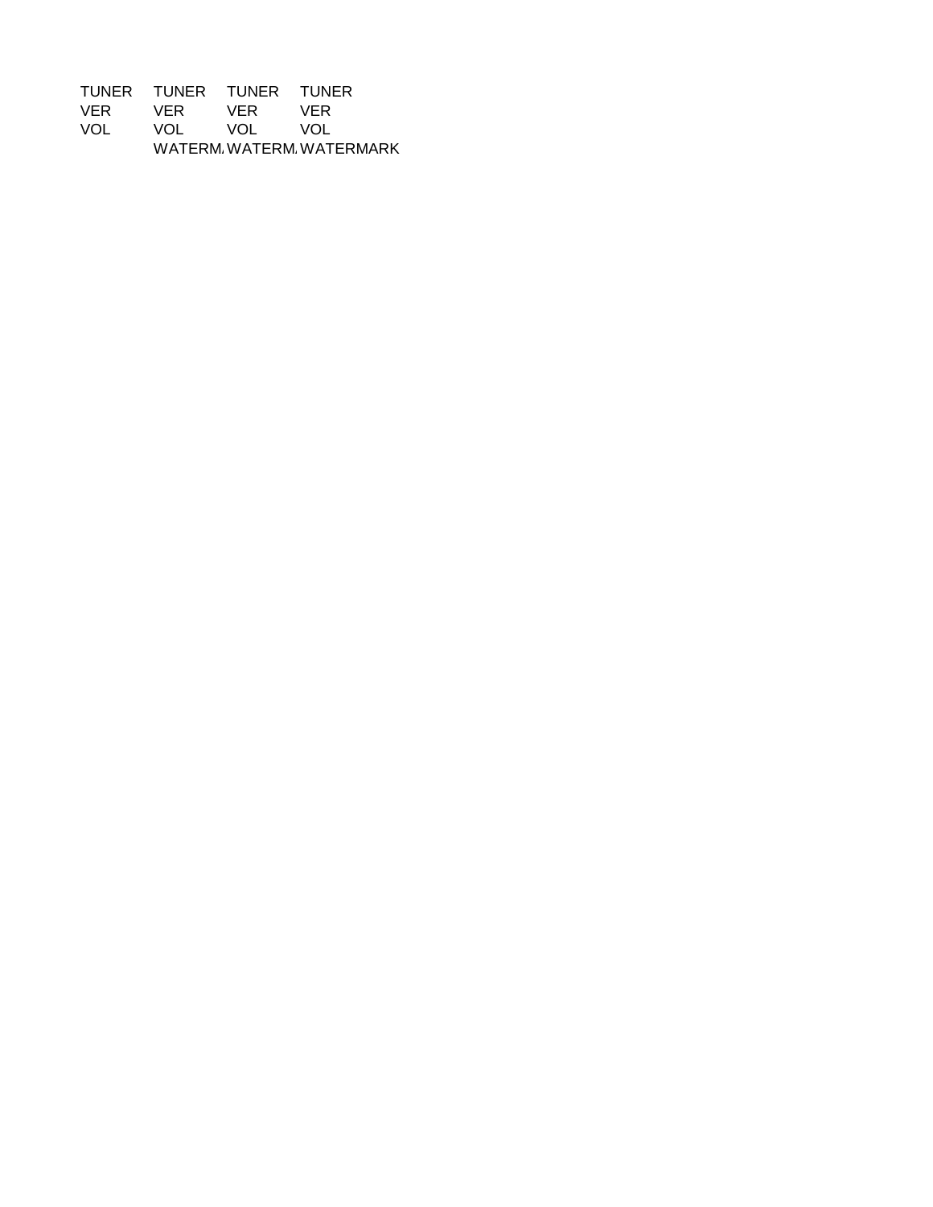| | | | |
|---|---|---|---|
| TUNER | TUNER | TUNER | TUNER |
| VER | VER | VER | VER |
| VOL | VOL | VOL | VOL |
| | WATERM. | WATERM. | WATERMARK |